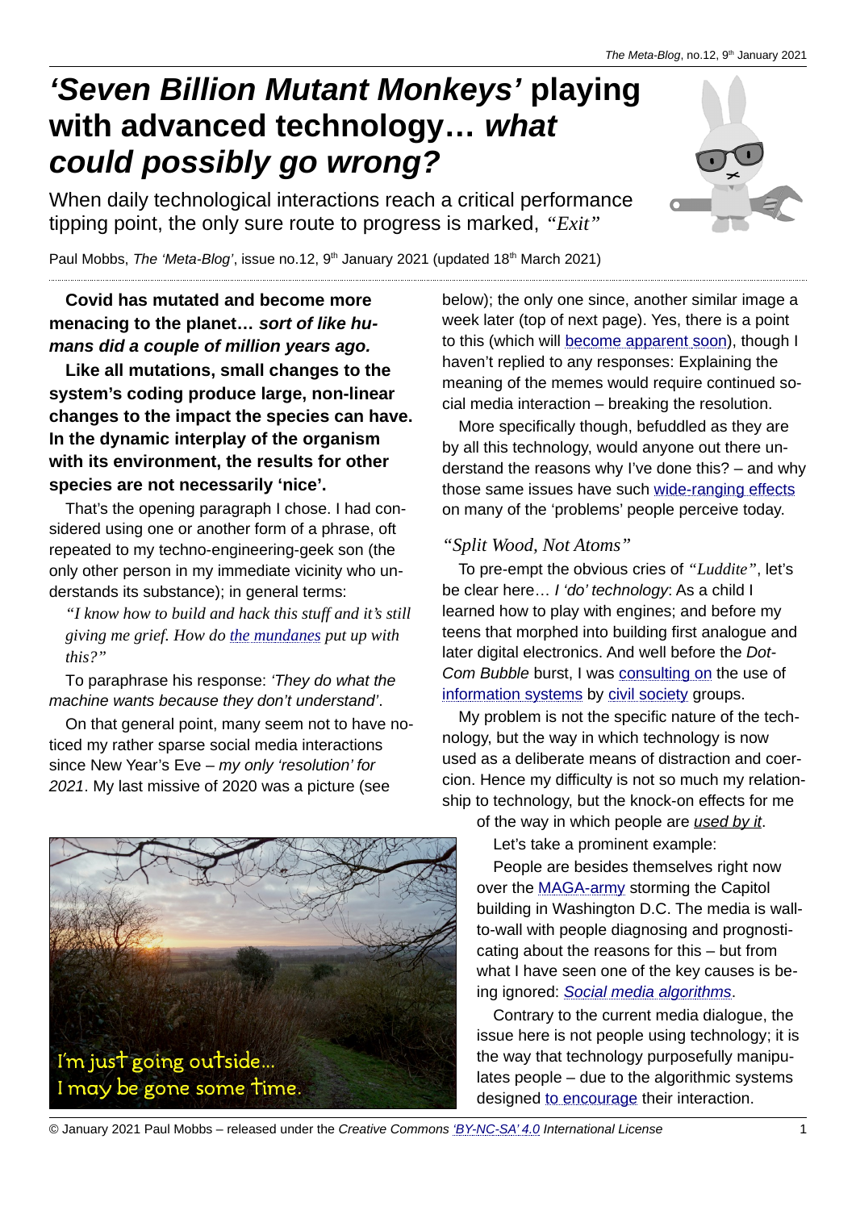# *'Seven Billion Mutant Monkeys'* playing with advanced technology… *what could possibly go wrong?*

When daily technological interactions reach a critical performance tipping point, the only sure route to progress is marked, *"Exit"*

Paul Mobbs, *The 'Meta-Blog'*, issue no.12, 9th January 2021 (updated 18th March 2021)

**Covid has mutated and become more menacing to the planet…** ***sort of like humans did a couple of million years ago.***

**Like all mutations, small changes to the system's coding produce large, non-linear changes to the impact the species can have. In the dynamic interplay of the organism with its environment, the results for other species are not necessarily 'nice'.**

That's the opening paragraph I chose. I had considered using one or another form of a phrase, oft repeated to my techno-engineering-geek son (the only other person in my immediate vicinity who understands its substance); in general terms:

*"I know how to build and hack this stuff and it's still giving me grief. How do the mundanes put up with this?"*

To paraphrase his response: *'They do what the machine wants because they don't understand'*.

On that general point, many seem not to have noticed my rather sparse social media interactions since New Year's Eve – *my only 'resolution' for 2021*. My last missive of 2020 was a picture (see below); the only one since, another similar image a week later (top of next page). Yes, there is a point to this (which will become apparent soon), though I haven't replied to any responses: Explaining the meaning of the memes would require continued social media interaction – breaking the resolution.

More specifically though, befuddled as they are by all this technology, would anyone out there understand the reasons why I've done this? – and why those same issues have such wide-ranging effects on many of the 'problems' people perceive today.

## *"Split Wood, Not Atoms"*

To pre-empt the obvious cries of *"Luddite"*, let's be clear here… *I 'do' technology*: As a child I learned how to play with engines; and before my teens that morphed into building first analogue and later digital electronics. And well before the *Dot-Com Bubble* burst, I was consulting on the use of information systems by civil society groups.

My problem is not the specific nature of the technology, but the way in which technology is now used as a deliberate means of distraction and coercion. Hence my difficulty is not so much my relationship to technology, but the knock-on effects for me of the way in which people are *used by it*.

Let's take a prominent example:

People are besides themselves right now over the MAGA-army storming the Capitol building in Washington D.C. The media is wall-to-wall with people diagnosing and prognosticating about the reasons for this – but from what I have seen one of the key causes is being ignored: *Social media algorithms*.

Contrary to the current media dialogue, the issue here is not people using technology; it is the way that technology purposefully manipulates people – due to the algorithmic systems designed to encourage their interaction.

I'm just going outside… I may be gone some time.

© January 2021 Paul Mobbs – released under the *Creative Commons 'BY-NC-SA' 4.0 International License*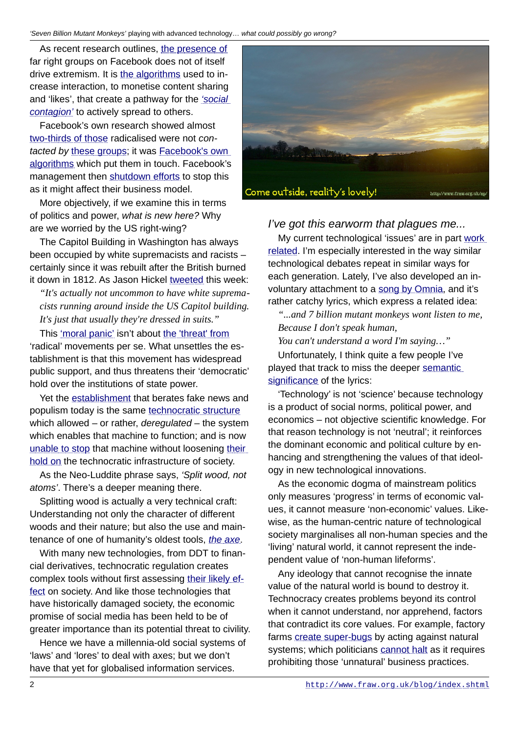As recent research outlines, the presence of far right groups on Facebook does not of itself drive extremism. It is the algorithms used to increase interaction, to monetise content sharing and 'likes', that create a pathway for the *'social contagion'* to actively spread to others.

Facebook's own research showed almost two-thirds of those radicalised were not *contacted by* these groups; it was Facebook's own algorithms which put them in touch. Facebook's management then shutdown efforts to stop this as it might affect their business model.

More objectively, if we examine this in terms of politics and power, *what is new here?* Why are we worried by the US right-wing?

The Capitol Building in Washington has always been occupied by white supremacists and racists – certainly since it was rebuilt after the British burned it down in 1812. As Jason Hickel tweeted this week:

> *"It's actually not uncommon to have white supremacists running around inside the US Capitol building. It's just that usually they're dressed in suits."*

This 'moral panic' isn't about the 'threat' from 'radical' movements per se. What unsettles the establishment is that this movement has widespread public support, and thus threatens their 'democratic' hold over the institutions of state power.

Yet the establishment that berates fake news and populism today is the same technocratic structure which allowed – or rather, *deregulated* – the system which enables that machine to function; and is now unable to stop that machine without loosening their hold on the technocratic infrastructure of society.

As the Neo-Luddite phrase says, *'Split wood, not atoms'*. There's a deeper meaning there.

Splitting wood is actually a very technical craft: Understanding not only the character of different woods and their nature; but also the use and maintenance of one of humanity's oldest tools, *the axe*.

With many new technologies, from DDT to financial derivatives, technocratic regulation creates complex tools without first assessing their likely effect on society. And like those technologies that have historically damaged society, the economic promise of social media has been held to be of greater importance than its potential threat to civility.

Hence we have a millennia-old social systems of 'laws' and 'lores' to deal with axes; but we don't have that yet for globalised information services.

Come outside, reality's lovely!

### *I've got this earworm that plagues me...*

My current technological 'issues' are in part work related. I'm especially interested in the way similar technological debates repeat in similar ways for each generation. Lately, I've also developed an involuntary attachment to a song by Omnia, and it's rather catchy lyrics, which express a related idea:

> *"...and 7 billion mutant monkeys wont listen to me,*
> *Because I don't speak human,*
> *You can't understand a word I'm saying…"*

Unfortunately, I think quite a few people I've played that track to miss the deeper semantic significance of the lyrics:

'Technology' is not 'science' because technology is a product of social norms, political power, and economics – not objective scientific knowledge. For that reason technology is not 'neutral'; it reinforces the dominant economic and political culture by enhancing and strengthening the values of that ideology in new technological innovations.

As the economic dogma of mainstream politics only measures 'progress' in terms of economic values, it cannot measure 'non-economic' values. Likewise, as the human-centric nature of technological society marginalises all non-human species and the 'living' natural world, it cannot represent the independent value of 'non-human lifeforms'.

Any ideology that cannot recognise the innate value of the natural world is bound to destroy it. Technocracy creates problems beyond its control when it cannot understand, nor apprehend, factors that contradict its core values. For example, factory farms create super-bugs by acting against natural systems; which politicians cannot halt as it requires prohibiting those 'unnatural' business practices.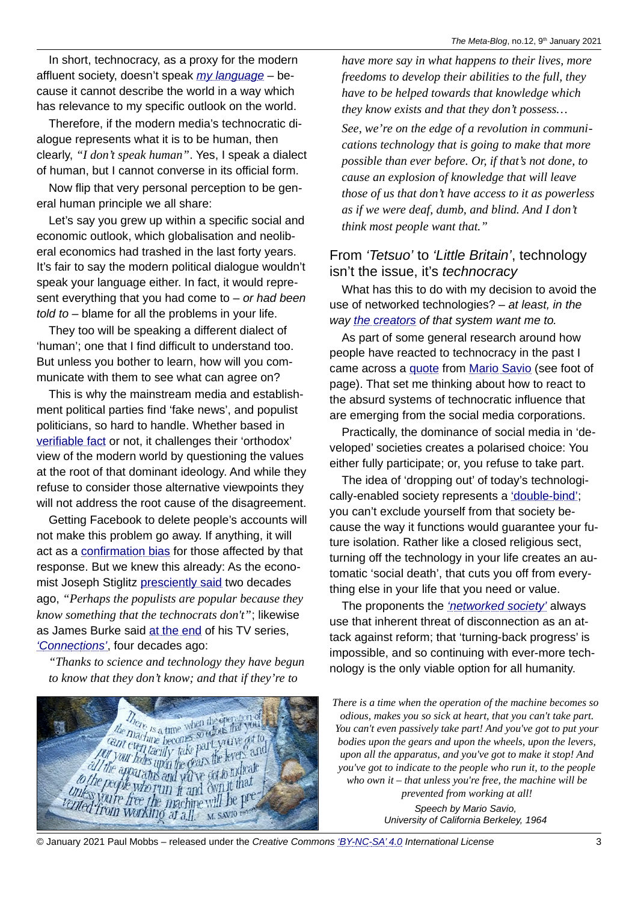In short, technocracy, as a proxy for the modern affluent society, doesn't speak *my language* – because it cannot describe the world in a way which has relevance to my specific outlook on the world.

Therefore, if the modern media's technocratic dialogue represents what it is to be human, then clearly, *"I don't speak human"*. Yes, I speak a dialect of human, but I cannot converse in its official form.

Now flip that very personal perception to be general human principle we all share:

Let's say you grew up within a specific social and economic outlook, which globalisation and neoliberal economics had trashed in the last forty years. It's fair to say the modern political dialogue wouldn't speak your language either. In fact, it would represent everything that you had come to – *or had been told to* – blame for all the problems in your life.

They too will be speaking a different dialect of 'human'; one that I find difficult to understand too. But unless you bother to learn, how will you communicate with them to see what can agree on?

This is why the mainstream media and establishment political parties find 'fake news', and populist politicians, so hard to handle. Whether based in verifiable fact or not, it challenges their 'orthodox' view of the modern world by questioning the values at the root of that dominant ideology. And while they refuse to consider those alternative viewpoints they will not address the root cause of the disagreement.

Getting Facebook to delete people's accounts will not make this problem go away. If anything, it will act as a confirmation bias for those affected by that response. But we knew this already: As the economist Joseph Stiglitz presciently said two decades ago, *"Perhaps the populists are popular because they know something that the technocrats don't"*; likewise as James Burke said at the end of his TV series, *'Connections'*, four decades ago:

*"Thanks to science and technology they have begun to know that they don't know; and that if they're to have more say in what happens to their lives, more freedoms to develop their abilities to the full, they have to be helped towards that knowledge which they know exists and that they don't possess…*

*See, we're on the edge of a revolution in communications technology that is going to make that more possible than ever before. Or, if that's not done, to cause an explosion of knowledge that will leave those of us that don't have access to it as powerless as if we were deaf, dumb, and blind. And I don't think most people want that."*

## From *'Tetsuo'* to *'Little Britain'*, technology isn't the issue, it's *technocracy*

What has this to do with my decision to avoid the use of networked technologies? – *at least, in the way the creators of that system want me to.*

As part of some general research around how people have reacted to technocracy in the past I came across a quote from Mario Savio (see foot of page). That set me thinking about how to react to the absurd systems of technocratic influence that are emerging from the social media corporations.

Practically, the dominance of social media in 'developed' societies creates a polarised choice: You either fully participate; or, you refuse to take part.

The idea of 'dropping out' of today's technologically-enabled society represents a 'double-bind'; you can't exclude yourself from that society because the way it functions would guarantee your future isolation. Rather like a closed religious sect, turning off the technology in your life creates an automatic 'social death', that cuts you off from everything else in your life that you need or value.

The proponents the *'networked society'* always use that inherent threat of disconnection as an attack against reform; that 'turning-back progress' is impossible, and so continuing with ever-more technology is the only viable option for all humanity.

*There is a time when the operation of the machine becomes so odious, makes you so sick at heart, that you can't take part. You can't even passively take part! And you've got to put your bodies upon the gears and upon the wheels, upon the levers, upon all the apparatus, and you've got to make it stop! And you've got to indicate to the people who run it, to the people who own it – that unless you're free, the machine will be prevented from working at all!*

*Speech by Mario Savio, University of California Berkeley, 1964*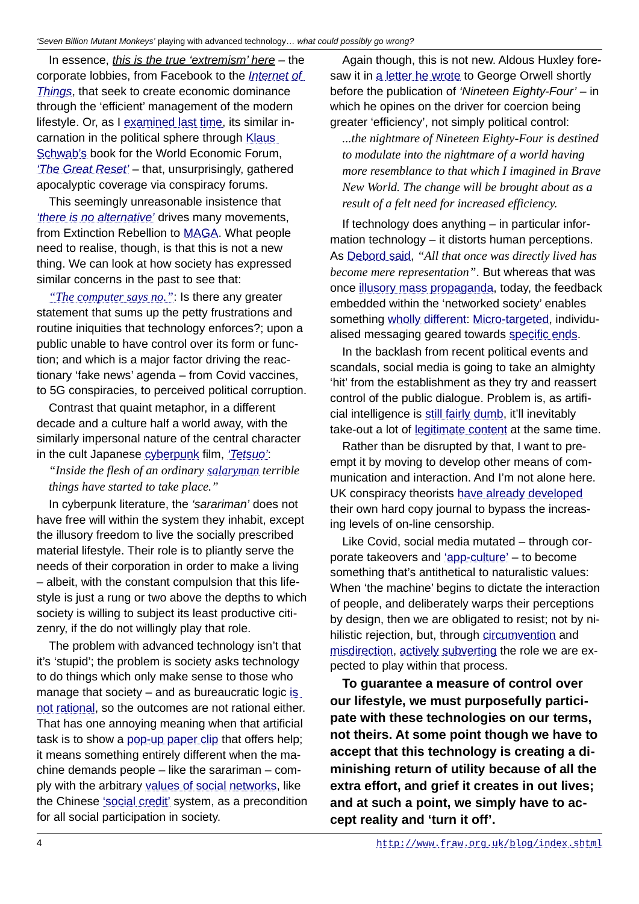In essence, *this is the true 'extremism' here* – the corporate lobbies, from Facebook to the *Internet of Things*, that seek to create economic dominance through the 'efficient' management of the modern lifestyle. Or, as I examined last time, its similar incarnation in the political sphere through Klaus Schwab's book for the World Economic Forum, *'The Great Reset'* – that, unsurprisingly, gathered apocalyptic coverage via conspiracy forums.

This seemingly unreasonable insistence that *'there is no alternative'* drives many movements, from Extinction Rebellion to MAGA. What people need to realise, though, is that this is not a new thing. We can look at how society has expressed similar concerns in the past to see that:

*"The computer says no."*: Is there any greater statement that sums up the petty frustrations and routine iniquities that technology enforces?; upon a public unable to have control over its form or function; and which is a major factor driving the reactionary 'fake news' agenda – from Covid vaccines, to 5G conspiracies, to perceived political corruption.

Contrast that quaint metaphor, in a different decade and a culture half a world away, with the similarly impersonal nature of the central character in the cult Japanese cyberpunk film, *'Tetsuo'*:

> *"Inside the flesh of an ordinary salaryman terrible things have started to take place."*

In cyberpunk literature, the *'sarariman'* does not have free will within the system they inhabit, except the illusory freedom to live the socially prescribed material lifestyle. Their role is to pliantly serve the needs of their corporation in order to make a living – albeit, with the constant compulsion that this lifestyle is just a rung or two above the depths to which society is willing to subject its least productive citizenry, if the do not willingly play that role.

The problem with advanced technology isn't that it's 'stupid'; the problem is society asks technology to do things which only make sense to those who manage that society – and as bureaucratic logic is not rational, so the outcomes are not rational either. That has one annoying meaning when that artificial task is to show a pop-up paper clip that offers help; it means something entirely different when the machine demands people – like the sarariman – comply with the arbitrary values of social networks, like the Chinese 'social credit' system, as a precondition for all social participation in society.

Again though, this is not new. Aldous Huxley foresaw it in a letter he wrote to George Orwell shortly before the publication of *'Nineteen Eighty-Four'* – in which he opines on the driver for coercion being greater 'efficiency', not simply political control:

> *...the nightmare of Nineteen Eighty-Four is destined to modulate into the nightmare of a world having more resemblance to that which I imagined in Brave New World. The change will be brought about as a result of a felt need for increased efficiency.*

If technology does anything – in particular information technology – it distorts human perceptions. As Debord said, *"All that once was directly lived has become mere representation"*. But whereas that was once illusory mass propaganda, today, the feedback embedded within the 'networked society' enables something wholly different: Micro-targeted, individualised messaging geared towards specific ends.

In the backlash from recent political events and scandals, social media is going to take an almighty 'hit' from the establishment as they try and reassert control of the public dialogue. Problem is, as artificial intelligence is still fairly dumb, it'll inevitably take-out a lot of legitimate content at the same time.

Rather than be disrupted by that, I want to preempt it by moving to develop other means of communication and interaction. And I'm not alone here. UK conspiracy theorists have already developed their own hard copy journal to bypass the increasing levels of on-line censorship.

Like Covid, social media mutated – through corporate takeovers and 'app-culture' – to become something that's antithetical to naturalistic values: When 'the machine' begins to dictate the interaction of people, and deliberately warps their perceptions by design, then we are obligated to resist; not by nihilistic rejection, but, through circumvention and misdirection, actively subverting the role we are expected to play within that process.

**To guarantee a measure of control over our lifestyle, we must purposefully participate with these technologies on our terms, not theirs. At some point though we have to accept that this technology is creating a diminishing return of utility because of all the extra effort, and grief it creates in out lives; and at such a point, we simply have to accept reality and 'turn it off'.**